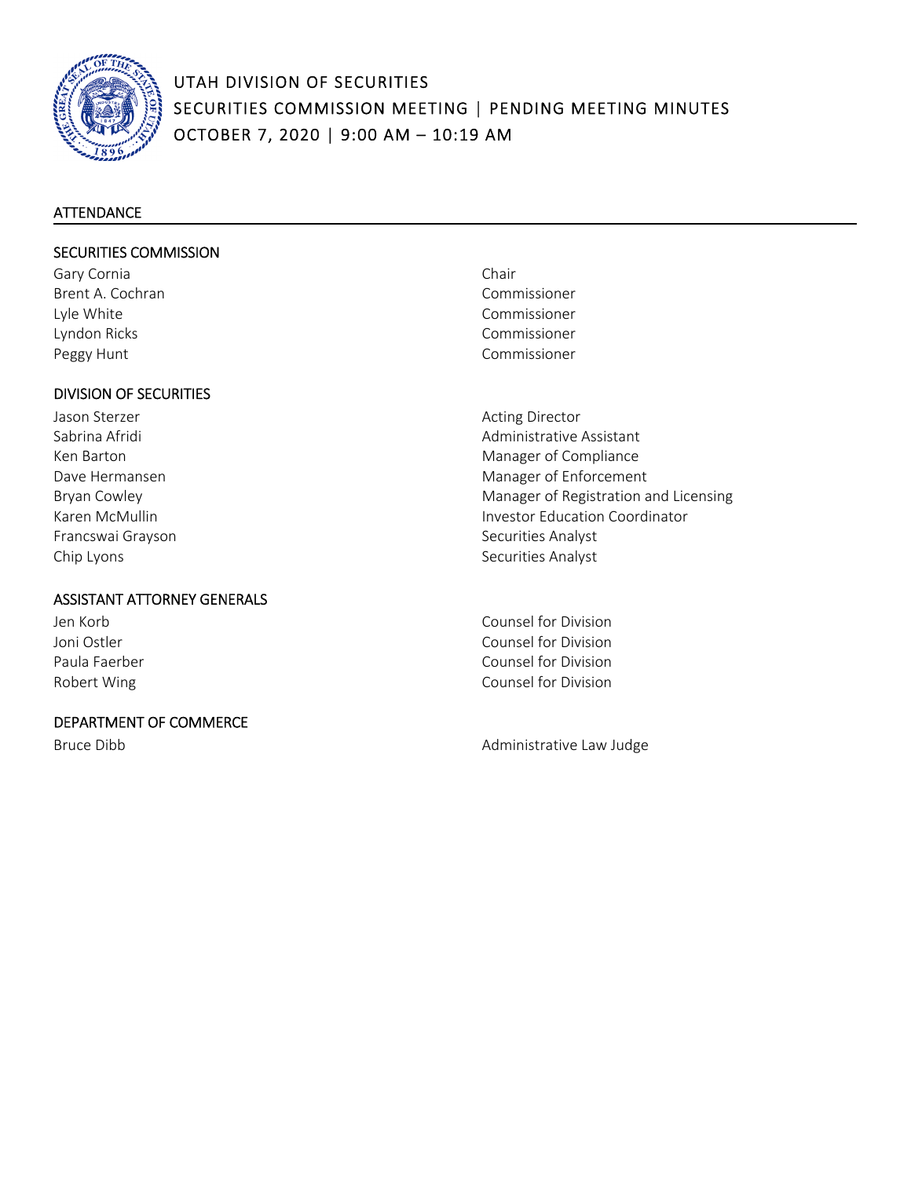# UTAH DIVISION OF SECURITIES
## SECURITIES COMMISSION MEETING | PENDING MEETING MINUTES
## OCTOBER 7, 2020 | 9:00 AM – 10:19 AM

### ATTENDANCE

#### SECURITIES COMMISSION

| | |
|---|---|
| Gary Cornia | Chair |
| Brent A. Cochran | Commissioner |
| Lyle White | Commissioner |
| Lyndon Ricks | Commissioner |
| Peggy Hunt | Commissioner |

#### DIVISION OF SECURITIES

| | |
|---|---|
| Jason Sterzer | Acting Director |
| Sabrina Afridi | Administrative Assistant |
| Ken Barton | Manager of Compliance |
| Dave Hermansen | Manager of Enforcement |
| Bryan Cowley | Manager of Registration and Licensing |
| Karen McMullin | Investor Education Coordinator |
| Francswai Grayson | Securities Analyst |
| Chip Lyons | Securities Analyst |

#### ASSISTANT ATTORNEY GENERALS

| | |
|---|---|
| Jen Korb | Counsel for Division |
| Joni Ostler | Counsel for Division |
| Paula Faerber | Counsel for Division |
| Robert Wing | Counsel for Division |

#### DEPARTMENT OF COMMERCE

| | |
|---|---|
| Bruce Dibb | Administrative Law Judge |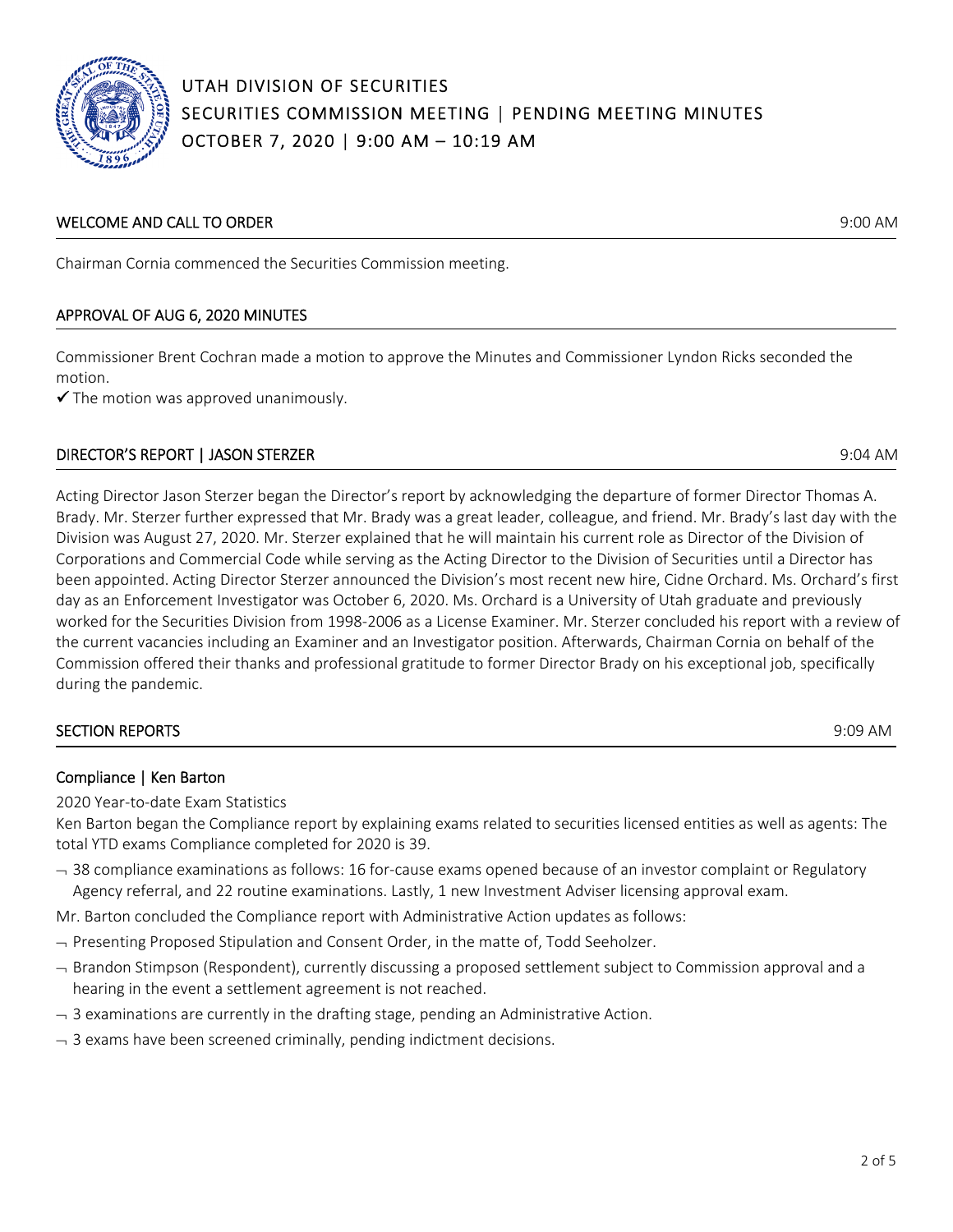# UTAH DIVISION OF SECURITIES
## SECURITIES COMMISSION MEETING | PENDING MEETING MINUTES
## OCTOBER 7, 2020 | 9:00 AM – 10:19 AM

### WELCOME AND CALL TO ORDER — 9:00 AM

Chairman Cornia commenced the Securities Commission meeting.

### APPROVAL OF AUG 6, 2020 MINUTES

Commissioner Brent Cochran made a motion to approve the Minutes and Commissioner Lyndon Ricks seconded the motion.

✓ The motion was approved unanimously.

### DIRECTOR'S REPORT | JASON STERZER — 9:04 AM

Acting Director Jason Sterzer began the Director's report by acknowledging the departure of former Director Thomas A. Brady. Mr. Sterzer further expressed that Mr. Brady was a great leader, colleague, and friend. Mr. Brady's last day with the Division was August 27, 2020. Mr. Sterzer explained that he will maintain his current role as Director of the Division of Corporations and Commercial Code while serving as the Acting Director to the Division of Securities until a Director has been appointed. Acting Director Sterzer announced the Division's most recent new hire, Cidne Orchard. Ms. Orchard's first day as an Enforcement Investigator was October 6, 2020. Ms. Orchard is a University of Utah graduate and previously worked for the Securities Division from 1998-2006 as a License Examiner. Mr. Sterzer concluded his report with a review of the current vacancies including an Examiner and an Investigator position. Afterwards, Chairman Cornia on behalf of the Commission offered their thanks and professional gratitude to former Director Brady on his exceptional job, specifically during the pandemic.

### SECTION REPORTS — 9:09 AM

#### Compliance | Ken Barton

2020 Year-to-date Exam Statistics

Ken Barton began the Compliance report by explaining exams related to securities licensed entities as well as agents: The total YTD exams Compliance completed for 2020 is 39.

- 38 compliance examinations as follows: 16 for-cause exams opened because of an investor complaint or Regulatory Agency referral, and 22 routine examinations. Lastly, 1 new Investment Adviser licensing approval exam.

Mr. Barton concluded the Compliance report with Administrative Action updates as follows:

- Presenting Proposed Stipulation and Consent Order, in the matte of, Todd Seeholzer.
- Brandon Stimpson (Respondent), currently discussing a proposed settlement subject to Commission approval and a hearing in the event a settlement agreement is not reached.
- 3 examinations are currently in the drafting stage, pending an Administrative Action.
- 3 exams have been screened criminally, pending indictment decisions.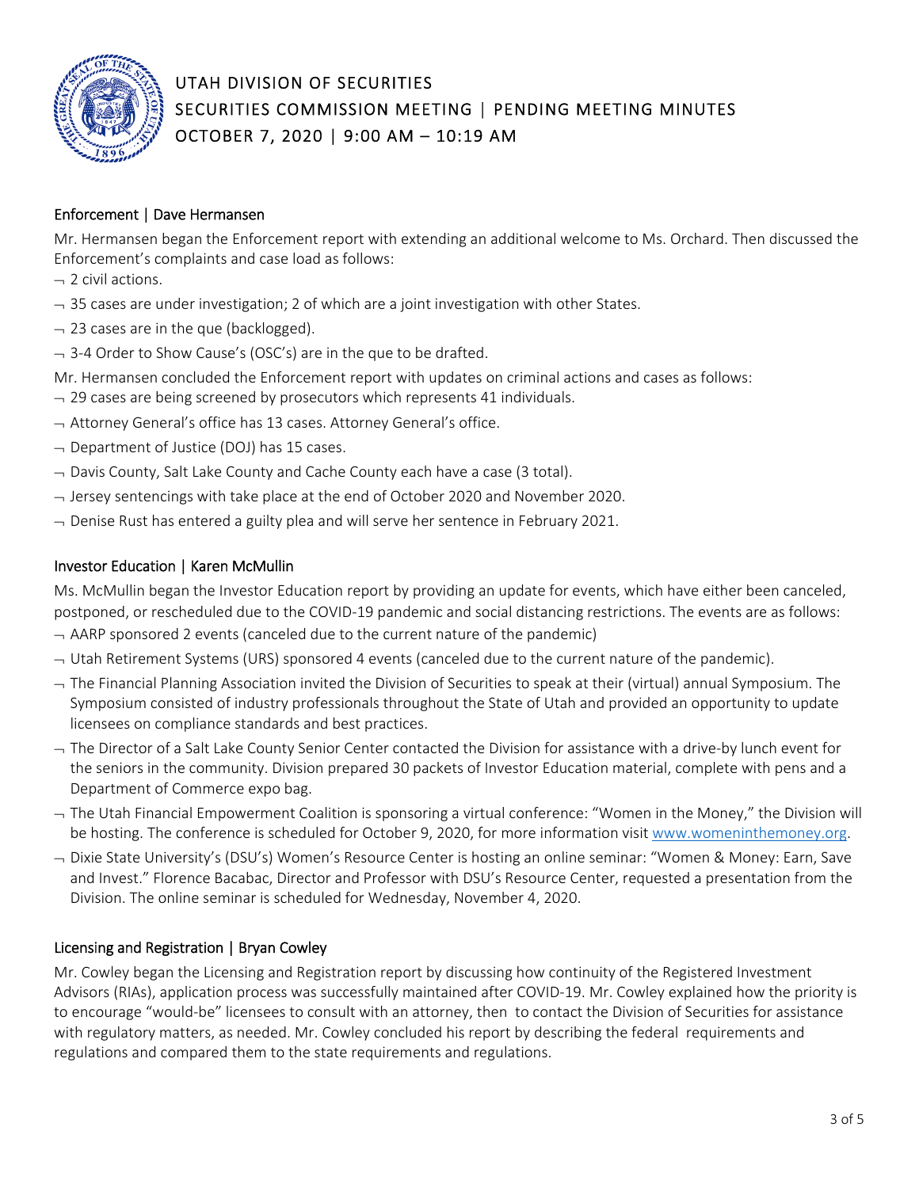## Enforcement | Dave Hermansen

Mr. Hermansen began the Enforcement report with extending an additional welcome to Ms. Orchard. Then discussed the Enforcement's complaints and case load as follows:

- 2 civil actions.
- 35 cases are under investigation; 2 of which are a joint investigation with other States.
- 23 cases are in the que (backlogged).
- 3-4 Order to Show Cause's (OSC's) are in the que to be drafted.

Mr. Hermansen concluded the Enforcement report with updates on criminal actions and cases as follows:

- 29 cases are being screened by prosecutors which represents 41 individuals.
- Attorney General's office has 13 cases. Attorney General's office.
- Department of Justice (DOJ) has 15 cases.
- Davis County, Salt Lake County and Cache County each have a case (3 total).
- Jersey sentencings with take place at the end of October 2020 and November 2020.
- Denise Rust has entered a guilty plea and will serve her sentence in February 2021.

## Investor Education | Karen McMullin

Ms. McMullin began the Investor Education report by providing an update for events, which have either been canceled, postponed, or rescheduled due to the COVID-19 pandemic and social distancing restrictions. The events are as follows:

- AARP sponsored 2 events (canceled due to the current nature of the pandemic)
- Utah Retirement Systems (URS) sponsored 4 events (canceled due to the current nature of the pandemic).
- The Financial Planning Association invited the Division of Securities to speak at their (virtual) annual Symposium. The Symposium consisted of industry professionals throughout the State of Utah and provided an opportunity to update licensees on compliance standards and best practices.
- The Director of a Salt Lake County Senior Center contacted the Division for assistance with a drive-by lunch event for the seniors in the community. Division prepared 30 packets of Investor Education material, complete with pens and a Department of Commerce expo bag.
- The Utah Financial Empowerment Coalition is sponsoring a virtual conference: "Women in the Money," the Division will be hosting. The conference is scheduled for October 9, 2020, for more information visit www.womeninthemoney.org.
- Dixie State University's (DSU's) Women's Resource Center is hosting an online seminar: "Women & Money: Earn, Save and Invest." Florence Bacabac, Director and Professor with DSU's Resource Center, requested a presentation from the Division. The online seminar is scheduled for Wednesday, November 4, 2020.

## Licensing and Registration | Bryan Cowley

Mr. Cowley began the Licensing and Registration report by discussing how continuity of the Registered Investment Advisors (RIAs), application process was successfully maintained after COVID-19. Mr. Cowley explained how the priority is to encourage "would-be" licensees to consult with an attorney, then to contact the Division of Securities for assistance with regulatory matters, as needed. Mr. Cowley concluded his report by describing the federal requirements and regulations and compared them to the state requirements and regulations.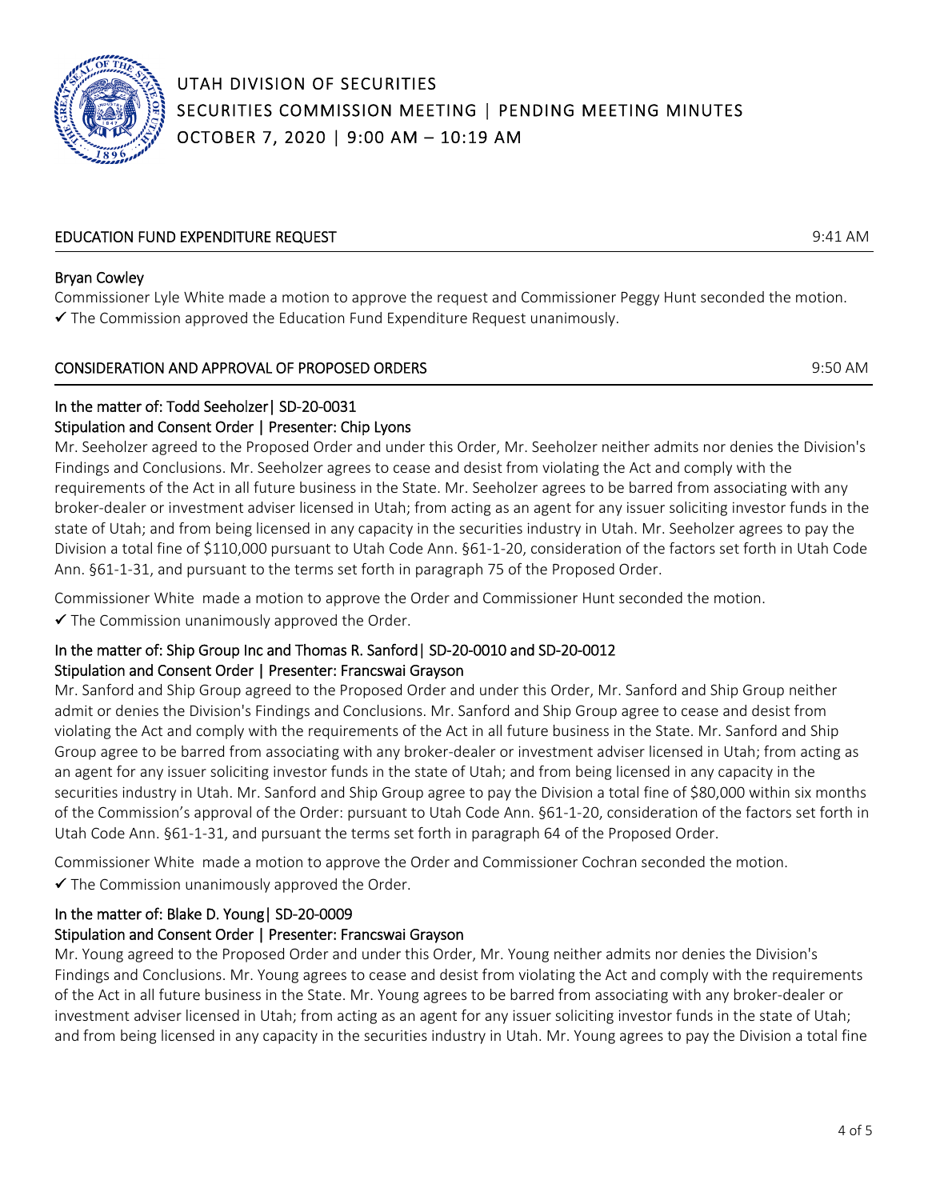# UTAH DIVISION OF SECURITIES
## SECURITIES COMMISSION MEETING | PENDING MEETING MINUTES
## OCTOBER 7, 2020 | 9:00 AM – 10:19 AM

### EDUCATION FUND EXPENDITURE REQUEST — 9:41 AM

**Bryan Cowley**

Commissioner Lyle White made a motion to approve the request and Commissioner Peggy Hunt seconded the motion.

✓ The Commission approved the Education Fund Expenditure Request unanimously.

### CONSIDERATION AND APPROVAL OF PROPOSED ORDERS — 9:50 AM

**In the matter of: Todd Seeholzer| SD-20-0031**
**Stipulation and Consent Order | Presenter: Chip Lyons**

Mr. Seeholzer agreed to the Proposed Order and under this Order, Mr. Seeholzer neither admits nor denies the Division's Findings and Conclusions. Mr. Seeholzer agrees to cease and desist from violating the Act and comply with the requirements of the Act in all future business in the State. Mr. Seeholzer agrees to be barred from associating with any broker-dealer or investment adviser licensed in Utah; from acting as an agent for any issuer soliciting investor funds in the state of Utah; and from being licensed in any capacity in the securities industry in Utah. Mr. Seeholzer agrees to pay the Division a total fine of $110,000 pursuant to Utah Code Ann. §61-1-20, consideration of the factors set forth in Utah Code Ann. §61-1-31, and pursuant to the terms set forth in paragraph 75 of the Proposed Order.

Commissioner White made a motion to approve the Order and Commissioner Hunt seconded the motion.

✓ The Commission unanimously approved the Order.

**In the matter of: Ship Group Inc and Thomas R. Sanford| SD-20-0010 and SD-20-0012**
**Stipulation and Consent Order | Presenter: Francswai Grayson**

Mr. Sanford and Ship Group agreed to the Proposed Order and under this Order, Mr. Sanford and Ship Group neither admit or denies the Division's Findings and Conclusions. Mr. Sanford and Ship Group agree to cease and desist from violating the Act and comply with the requirements of the Act in all future business in the State. Mr. Sanford and Ship Group agree to be barred from associating with any broker-dealer or investment adviser licensed in Utah; from acting as an agent for any issuer soliciting investor funds in the state of Utah; and from being licensed in any capacity in the securities industry in Utah. Mr. Sanford and Ship Group agree to pay the Division a total fine of $80,000 within six months of the Commission's approval of the Order: pursuant to Utah Code Ann. §61-1-20, consideration of the factors set forth in Utah Code Ann. §61-1-31, and pursuant the terms set forth in paragraph 64 of the Proposed Order.

Commissioner White made a motion to approve the Order and Commissioner Cochran seconded the motion.

✓ The Commission unanimously approved the Order.

**In the matter of: Blake D. Young| SD-20-0009**
**Stipulation and Consent Order | Presenter: Francswai Grayson**

Mr. Young agreed to the Proposed Order and under this Order, Mr. Young neither admits nor denies the Division's Findings and Conclusions. Mr. Young agrees to cease and desist from violating the Act and comply with the requirements of the Act in all future business in the State. Mr. Young agrees to be barred from associating with any broker-dealer or investment adviser licensed in Utah; from acting as an agent for any issuer soliciting investor funds in the state of Utah; and from being licensed in any capacity in the securities industry in Utah. Mr. Young agrees to pay the Division a total fine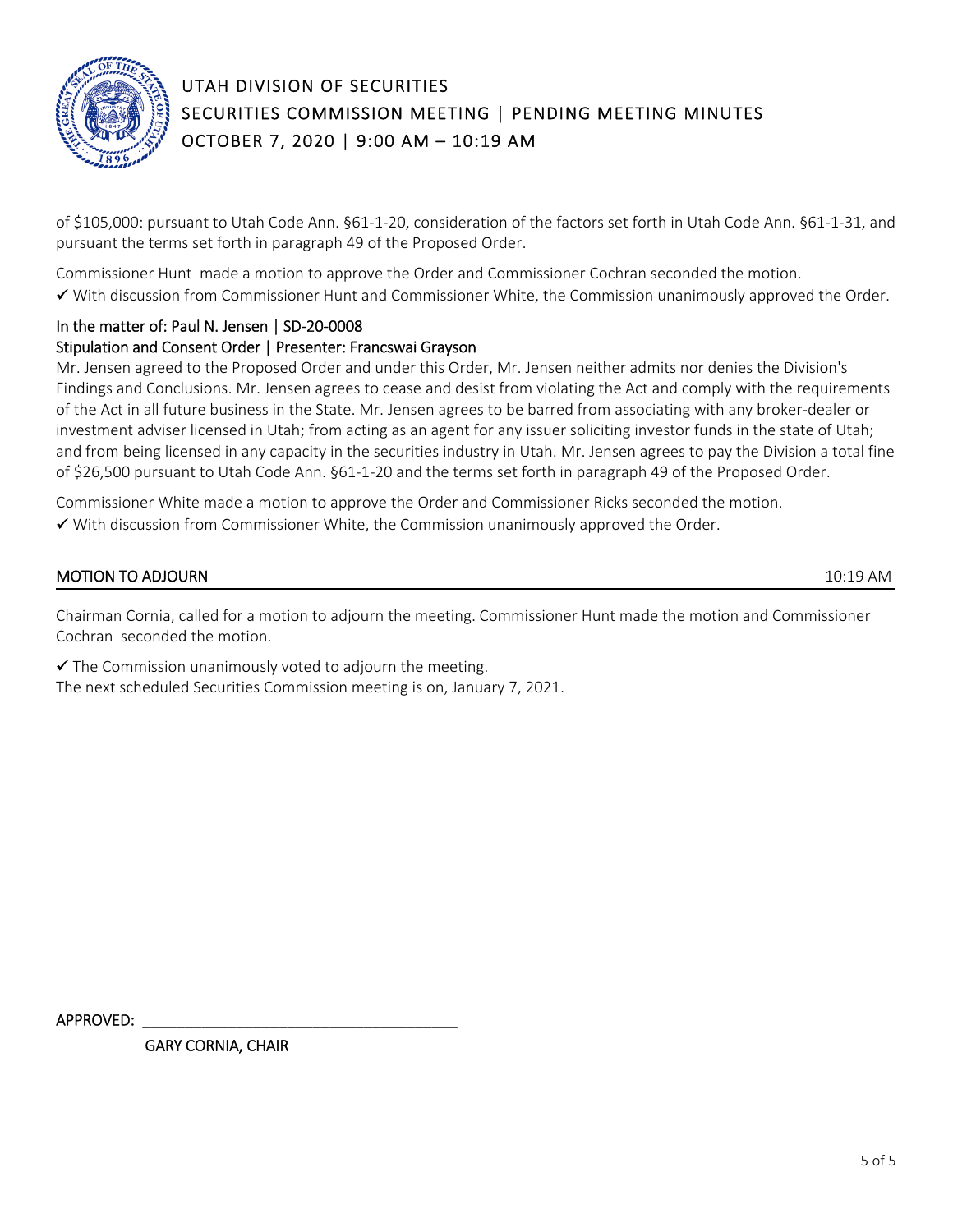of $105,000: pursuant to Utah Code Ann. §61-1-20, consideration of the factors set forth in Utah Code Ann. §61-1-31, and pursuant the terms set forth in paragraph 49 of the Proposed Order.

Commissioner Hunt made a motion to approve the Order and Commissioner Cochran seconded the motion.

✓ With discussion from Commissioner Hunt and Commissioner White, the Commission unanimously approved the Order.

### In the matter of: Paul N. Jensen | SD-20-0008

### Stipulation and Consent Order | Presenter: Francswai Grayson

Mr. Jensen agreed to the Proposed Order and under this Order, Mr. Jensen neither admits nor denies the Division's Findings and Conclusions. Mr. Jensen agrees to cease and desist from violating the Act and comply with the requirements of the Act in all future business in the State. Mr. Jensen agrees to be barred from associating with any broker-dealer or investment adviser licensed in Utah; from acting as an agent for any issuer soliciting investor funds in the state of Utah; and from being licensed in any capacity in the securities industry in Utah. Mr. Jensen agrees to pay the Division a total fine of $26,500 pursuant to Utah Code Ann. §61-1-20 and the terms set forth in paragraph 49 of the Proposed Order.

Commissioner White made a motion to approve the Order and Commissioner Ricks seconded the motion.

✓ With discussion from Commissioner White, the Commission unanimously approved the Order.

## MOTION TO ADJOURN 10:19 AM

Chairman Cornia, called for a motion to adjourn the meeting. Commissioner Hunt made the motion and Commissioner Cochran seconded the motion.

✓ The Commission unanimously voted to adjourn the meeting.

The next scheduled Securities Commission meeting is on, January 7, 2021.

APPROVED: ____________________________________

GARY CORNIA, CHAIR